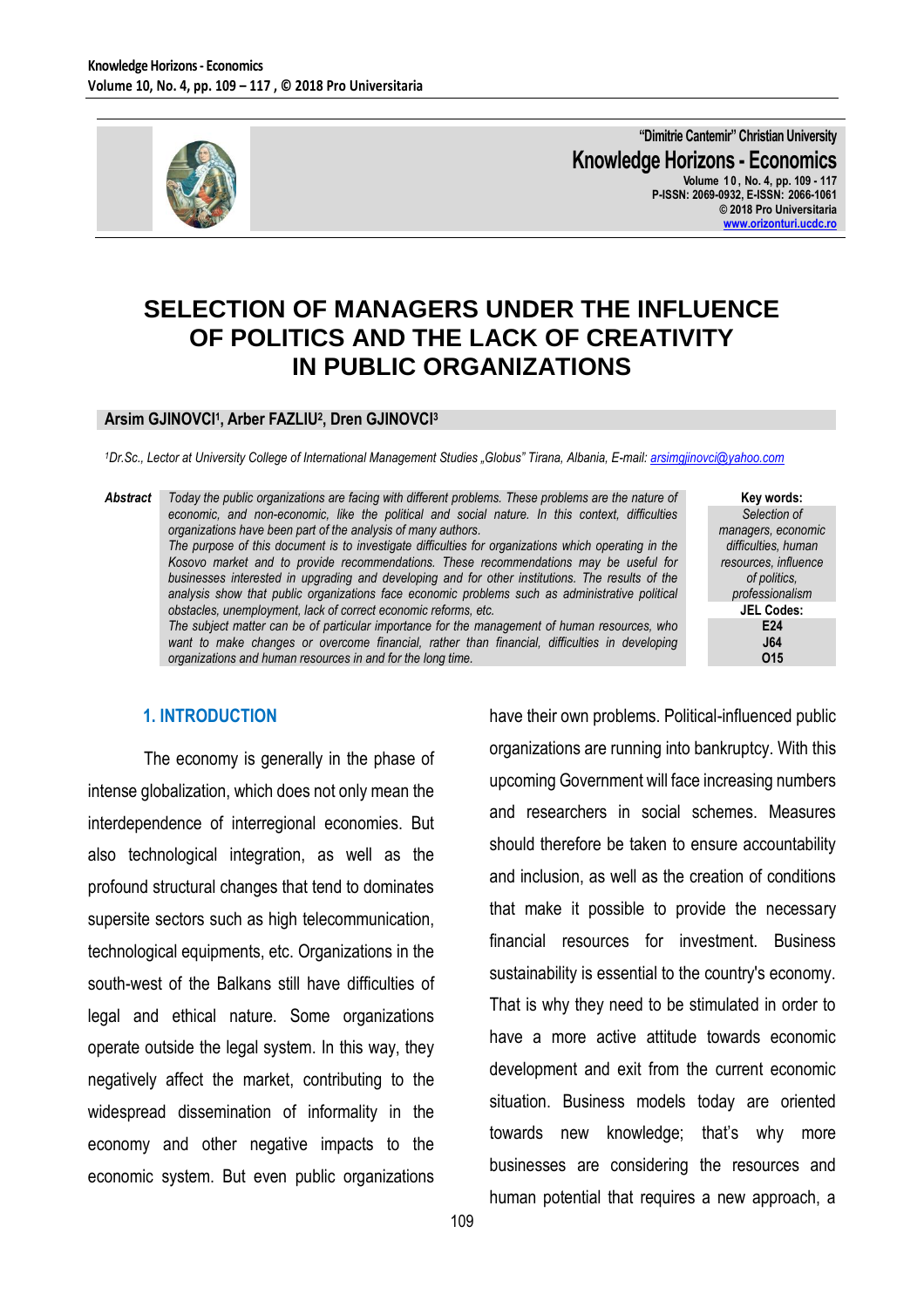# SELECTION OF MANAGERS UNDER THE INFLUENCE OF POLITICS AND THE LACK OF CREATIVITY IN PUBLIC ORGANIZATIONS

**Arsim GJINOVCI[1], Arber FAZLIU[2], Dren GJINOVCI[3]**

*[1]Dr.Sc., Lector at University College of International Management Studies „Globus" Tirana, Albania, E-mail: arsimgjinovci@yahoo.com*

***Abstract*** *Today the public organizations are facing with different problems. These problems are the nature of economic, and non-economic, like the political and social nature. In this context, difficulties organizations have been part of the analysis of many authors.*
*The purpose of this document is to investigate difficulties for organizations which operating in the Kosovo market and to provide recommendations. These recommendations may be useful for businesses interested in upgrading and developing and for other institutions. The results of the analysis show that public organizations face economic problems such as administrative political obstacles, unemployment, lack of correct economic reforms, etc.*
*The subject matter can be of particular importance for the management of human resources, who want to make changes or overcome financial, rather than financial, difficulties in developing organizations and human resources in and for the long time.*

**Key words:** *Selection of managers, economic difficulties, human resources, influence of politics, professionalism*

**JEL Codes:** E24, J64, O15

## 1. INTRODUCTION

The economy is generally in the phase of intense globalization, which does not only mean the interdependence of interregional economies. But also technological integration, as well as the profound structural changes that tend to dominates supersite sectors such as high telecommunication, technological equipments, etc. Organizations in the south-west of the Balkans still have difficulties of legal and ethical nature. Some organizations operate outside the legal system. In this way, they negatively affect the market, contributing to the widespread dissemination of informality in the economy and other negative impacts to the economic system. But even public organizations have their own problems. Political-influenced public organizations are running into bankruptcy. With this upcoming Government will face increasing numbers and researchers in social schemes. Measures should therefore be taken to ensure accountability and inclusion, as well as the creation of conditions that make it possible to provide the necessary financial resources for investment. Business sustainability is essential to the country's economy. That is why they need to be stimulated in order to have a more active attitude towards economic development and exit from the current economic situation. Business models today are oriented towards new knowledge; that's why more businesses are considering the resources and human potential that requires a new approach, a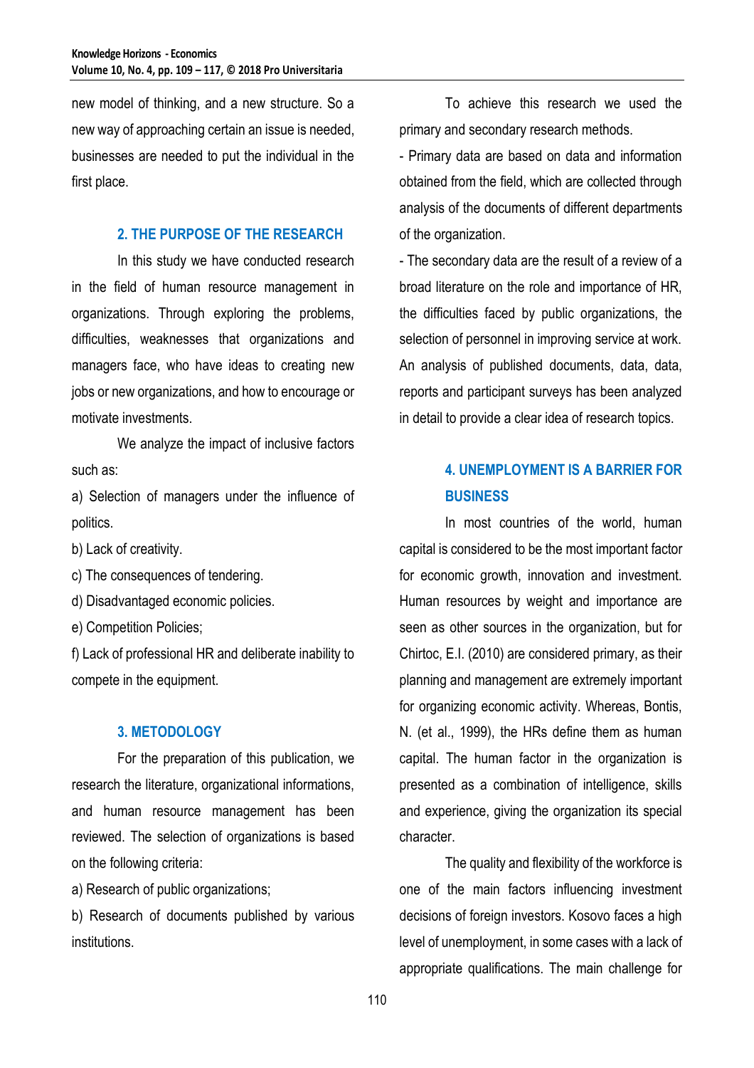new model of thinking, and a new structure. So a new way of approaching certain an issue is needed, businesses are needed to put the individual in the first place.

## 2. THE PURPOSE OF THE RESEARCH

In this study we have conducted research in the field of human resource management in organizations. Through exploring the problems, difficulties, weaknesses that organizations and managers face, who have ideas to creating new jobs or new organizations, and how to encourage or motivate investments.

We analyze the impact of inclusive factors such as:

a) Selection of managers under the influence of politics.

b) Lack of creativity.

c) The consequences of tendering.

d) Disadvantaged economic policies.

e) Competition Policies;

f) Lack of professional HR and deliberate inability to compete in the equipment.

## 3. METODOLOGY

For the preparation of this publication, we research the literature, organizational informations, and human resource management has been reviewed. The selection of organizations is based on the following criteria:

a) Research of public organizations;

b) Research of documents published by various institutions.

To achieve this research we used the primary and secondary research methods.

- Primary data are based on data and information obtained from the field, which are collected through analysis of the documents of different departments of the organization.
- The secondary data are the result of a review of a broad literature on the role and importance of HR, the difficulties faced by public organizations, the selection of personnel in improving service at work. An analysis of published documents, data, data, reports and participant surveys has been analyzed in detail to provide a clear idea of research topics.

## 4. UNEMPLOYMENT IS A BARRIER FOR BUSINESS

In most countries of the world, human capital is considered to be the most important factor for economic growth, innovation and investment. Human resources by weight and importance are seen as other sources in the organization, but for Chirtoc, E.I. (2010) are considered primary, as their planning and management are extremely important for organizing economic activity. Whereas, Bontis, N. (et al., 1999), the HRs define them as human capital. The human factor in the organization is presented as a combination of intelligence, skills and experience, giving the organization its special character.

The quality and flexibility of the workforce is one of the main factors influencing investment decisions of foreign investors. Kosovo faces a high level of unemployment, in some cases with a lack of appropriate qualifications. The main challenge for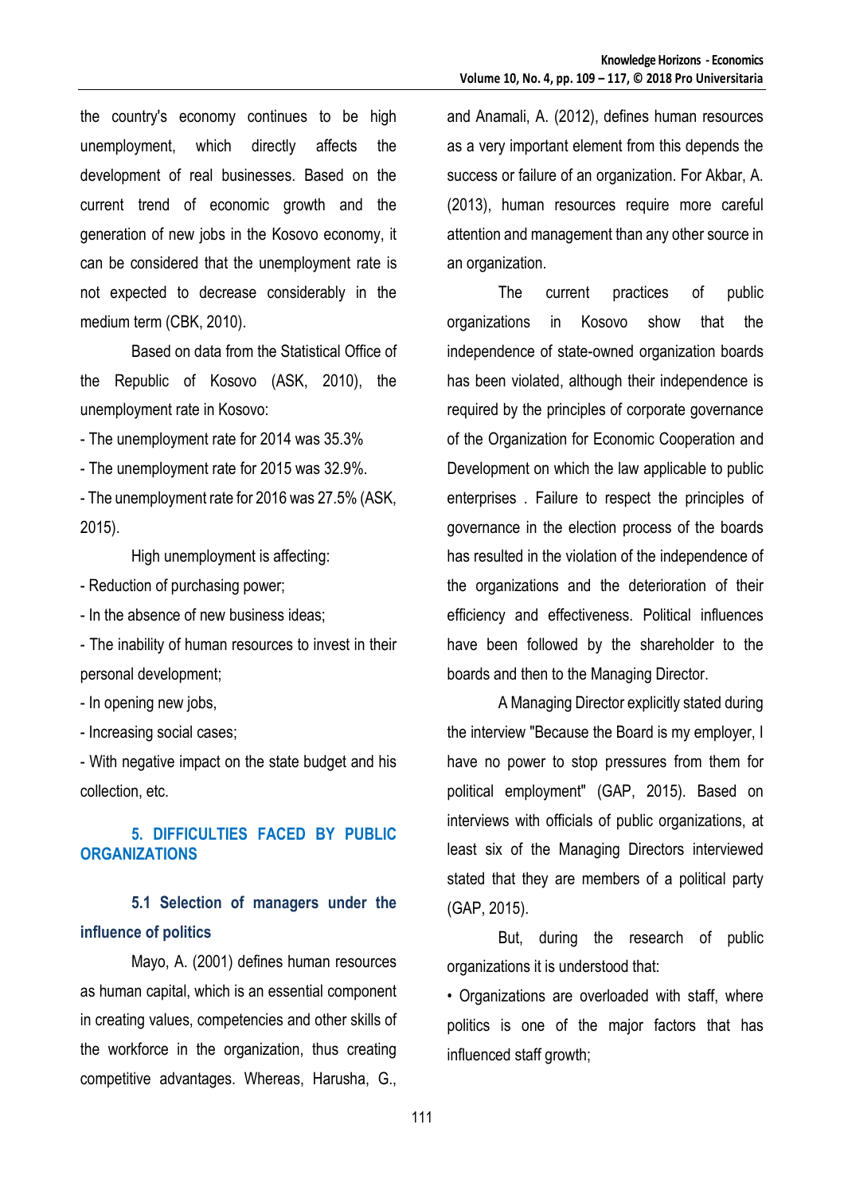the country's economy continues to be high unemployment, which directly affects the development of real businesses. Based on the current trend of economic growth and the generation of new jobs in the Kosovo economy, it can be considered that the unemployment rate is not expected to decrease considerably in the medium term (CBK, 2010).

Based on data from the Statistical Office of the Republic of Kosovo (ASK, 2010), the unemployment rate in Kosovo:

- The unemployment rate for 2014 was 35.3%
- The unemployment rate for 2015 was 32.9%.
- The unemployment rate for 2016 was 27.5% (ASK, 2015).

High unemployment is affecting:

- Reduction of purchasing power;
- In the absence of new business ideas;
- The inability of human resources to invest in their personal development;
- In opening new jobs,
- Increasing social cases;
- With negative impact on the state budget and his collection, etc.

## 5. DIFFICULTIES FACED BY PUBLIC ORGANIZATIONS

### 5.1 Selection of managers under the influence of politics

Mayo, A. (2001) defines human resources as human capital, which is an essential component in creating values, competencies and other skills of the workforce in the organization, thus creating competitive advantages. Whereas, Harusha, G., and Anamali, A. (2012), defines human resources as a very important element from this depends the success or failure of an organization. For Akbar, A. (2013), human resources require more careful attention and management than any other source in an organization.

The current practices of public organizations in Kosovo show that the independence of state-owned organization boards has been violated, although their independence is required by the principles of corporate governance of the Organization for Economic Cooperation and Development on which the law applicable to public enterprises . Failure to respect the principles of governance in the election process of the boards has resulted in the violation of the independence of the organizations and the deterioration of their efficiency and effectiveness. Political influences have been followed by the shareholder to the boards and then to the Managing Director.

A Managing Director explicitly stated during the interview "Because the Board is my employer, I have no power to stop pressures from them for political employment" (GAP, 2015). Based on interviews with officials of public organizations, at least six of the Managing Directors interviewed stated that they are members of a political party (GAP, 2015).

But, during the research of public organizations it is understood that:

- Organizations are overloaded with staff, where politics is one of the major factors that has influenced staff growth;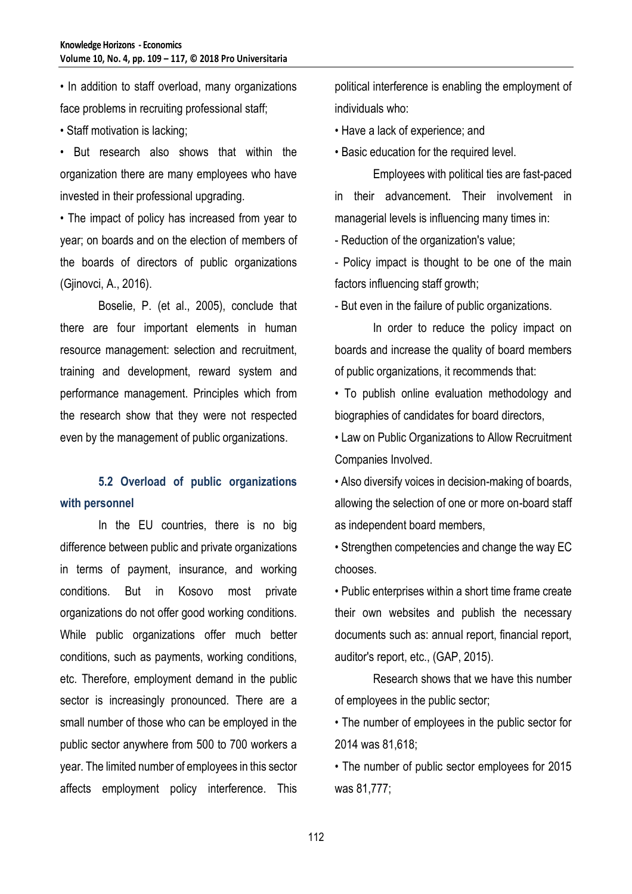- In addition to staff overload, many organizations face problems in recruiting professional staff;
- Staff motivation is lacking;
- But research also shows that within the organization there are many employees who have invested in their professional upgrading.
- The impact of policy has increased from year to year; on boards and on the election of members of the boards of directors of public organizations (Gjinovci, A., 2016).

Boselie, P. (et al., 2005), conclude that there are four important elements in human resource management: selection and recruitment, training and development, reward system and performance management. Principles which from the research show that they were not respected even by the management of public organizations.

### 5.2 Overload of public organizations with personnel

In the EU countries, there is no big difference between public and private organizations in terms of payment, insurance, and working conditions. But in Kosovo most private organizations do not offer good working conditions. While public organizations offer much better conditions, such as payments, working conditions, etc. Therefore, employment demand in the public sector is increasingly pronounced. There are a small number of those who can be employed in the public sector anywhere from 500 to 700 workers a year. The limited number of employees in this sector affects employment policy interference. This political interference is enabling the employment of individuals who:

- Have a lack of experience; and
- Basic education for the required level.

Employees with political ties are fast-paced in their advancement. Their involvement in managerial levels is influencing many times in:

- Reduction of the organization's value;
- Policy impact is thought to be one of the main factors influencing staff growth;
- But even in the failure of public organizations.

In order to reduce the policy impact on boards and increase the quality of board members of public organizations, it recommends that:

- To publish online evaluation methodology and biographies of candidates for board directors,
- Law on Public Organizations to Allow Recruitment Companies Involved.
- Also diversify voices in decision-making of boards, allowing the selection of one or more on-board staff as independent board members,
- Strengthen competencies and change the way EC chooses.
- Public enterprises within a short time frame create their own websites and publish the necessary documents such as: annual report, financial report, auditor's report, etc., (GAP, 2015).

Research shows that we have this number of employees in the public sector;

- The number of employees in the public sector for 2014 was 81,618;
- The number of public sector employees for 2015 was 81,777;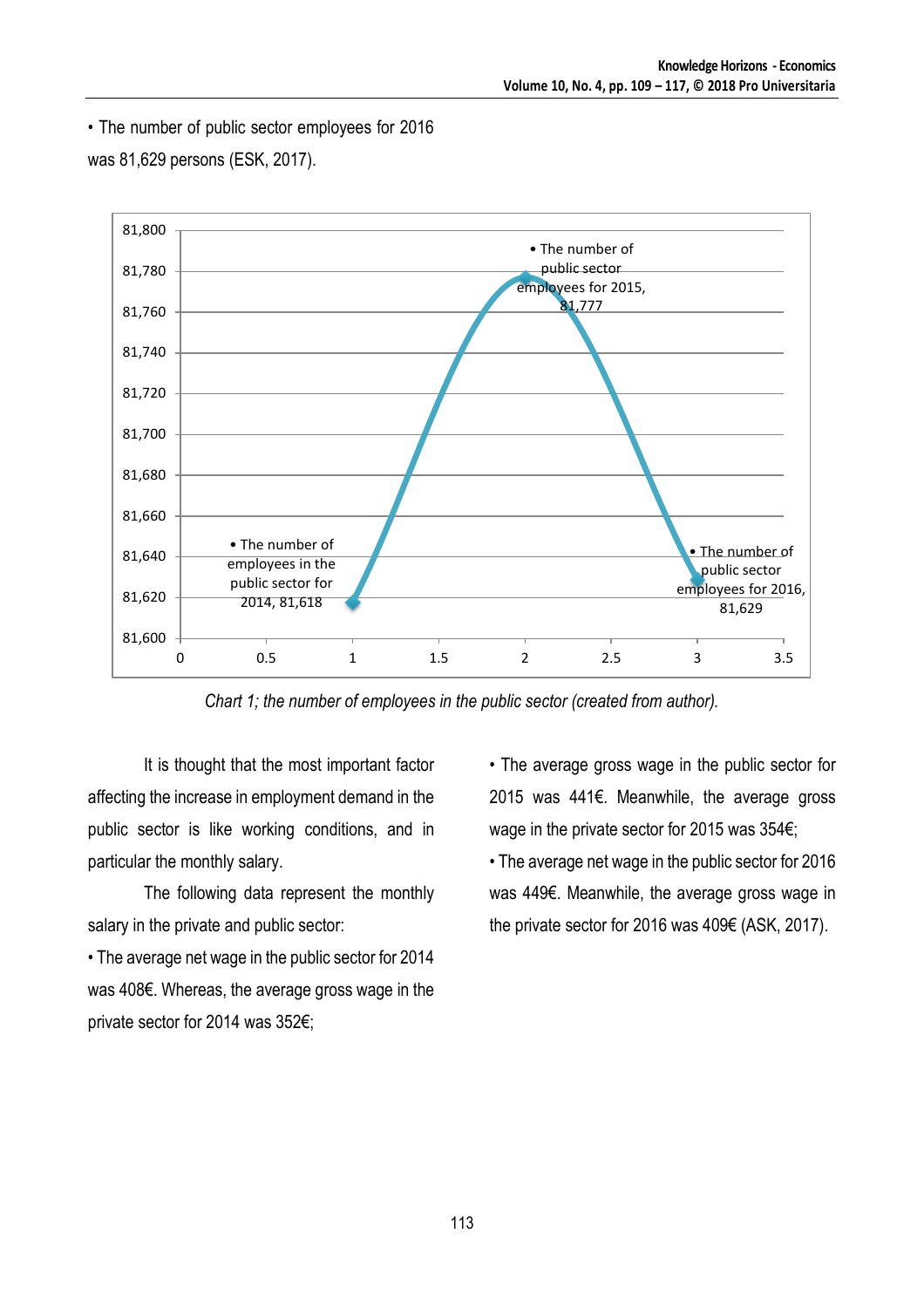• The number of public sector employees for 2016 was 81,629 persons (ESK, 2017).

*Chart 1; the number of employees in the public sector (created from author).*

It is thought that the most important factor affecting the increase in employment demand in the public sector is like working conditions, and in particular the monthly salary.

The following data represent the monthly salary in the private and public sector:

• The average net wage in the public sector for 2014 was 408€. Whereas, the average gross wage in the private sector for 2014 was 352€;

• The average gross wage in the public sector for 2015 was 441€. Meanwhile, the average gross wage in the private sector for 2015 was 354€;

• The average net wage in the public sector for 2016 was 449€. Meanwhile, the average gross wage in the private sector for 2016 was 409€ (ASK, 2017).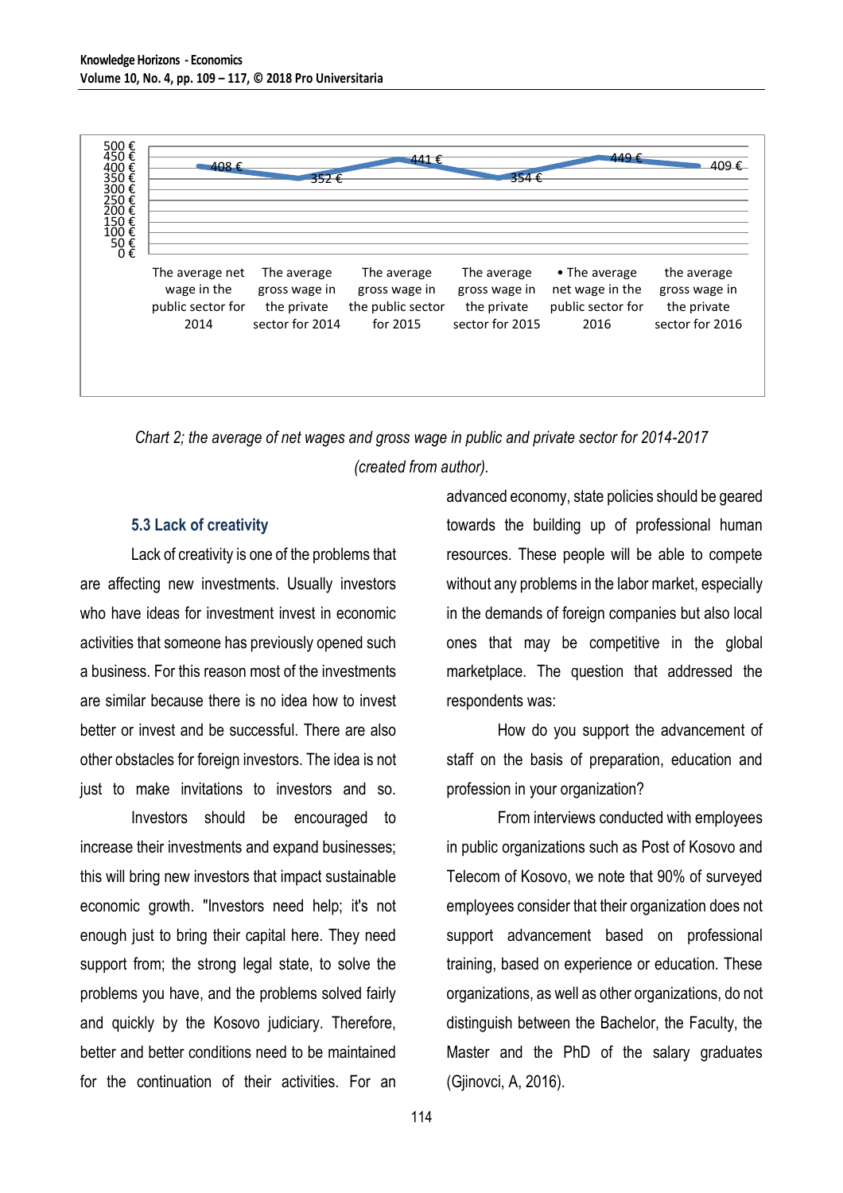| | The average net wage in the public sector for 2014 | The average gross wage in the private sector for 2014 | The average gross wage in the public sector for 2015 | The average gross wage in the private sector for 2015 | • The average net wage in the public sector for 2016 | the average gross wage in the private sector for 2016 |
|---|---|---|---|---|---|---|
| Value | 408 € | 352 € | 441 € | 354 € | 449 € | 409 € |

*Chart 2; the average of net wages and gross wage in public and private sector for 2014-2017 (created from author).*

### 5.3 Lack of creativity

Lack of creativity is one of the problems that are affecting new investments. Usually investors who have ideas for investment invest in economic activities that someone has previously opened such a business. For this reason most of the investments are similar because there is no idea how to invest better or invest and be successful. There are also other obstacles for foreign investors. The idea is not just to make invitations to investors and so.

Investors should be encouraged to increase their investments and expand businesses; this will bring new investors that impact sustainable economic growth. "Investors need help; it's not enough just to bring their capital here. They need support from; the strong legal state, to solve the problems you have, and the problems solved fairly and quickly by the Kosovo judiciary. Therefore, better and better conditions need to be maintained for the continuation of their activities. For an advanced economy, state policies should be geared towards the building up of professional human resources. These people will be able to compete without any problems in the labor market, especially in the demands of foreign companies but also local ones that may be competitive in the global marketplace. The question that addressed the respondents was:

How do you support the advancement of staff on the basis of preparation, education and profession in your organization?

From interviews conducted with employees in public organizations such as Post of Kosovo and Telecom of Kosovo, we note that 90% of surveyed employees consider that their organization does not support advancement based on professional training, based on experience or education. These organizations, as well as other organizations, do not distinguish between the Bachelor, the Faculty, the Master and the PhD of the salary graduates (Gjinovci, A, 2016).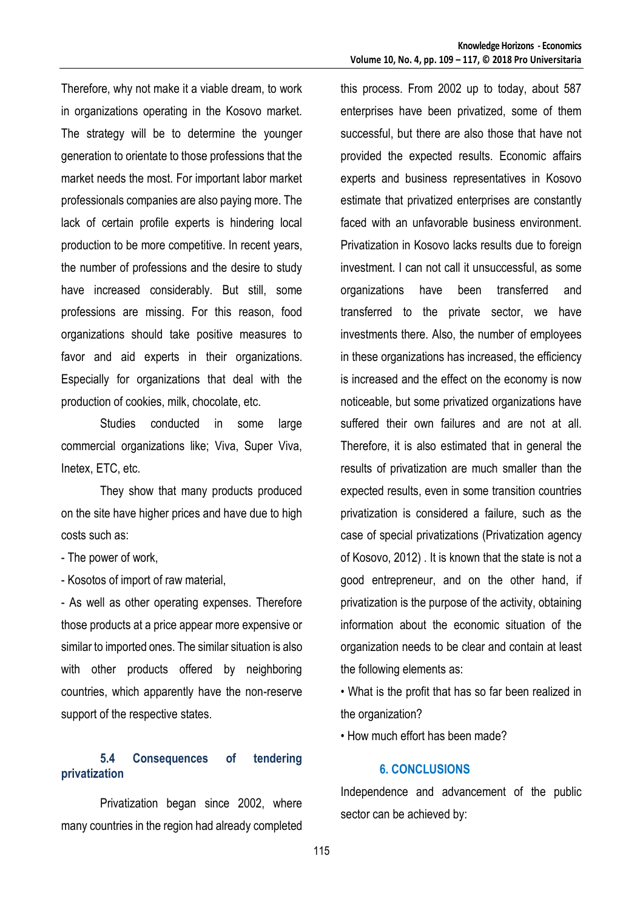Therefore, why not make it a viable dream, to work in organizations operating in the Kosovo market. The strategy will be to determine the younger generation to orientate to those professions that the market needs the most. For important labor market professionals companies are also paying more. The lack of certain profile experts is hindering local production to be more competitive. In recent years, the number of professions and the desire to study have increased considerably. But still, some professions are missing. For this reason, food organizations should take positive measures to favor and aid experts in their organizations. Especially for organizations that deal with the production of cookies, milk, chocolate, etc.

Studies conducted in some large commercial organizations like; Viva, Super Viva, Inetex, ETC, etc.

They show that many products produced on the site have higher prices and have due to high costs such as:

- The power of work,
- Kosotos of import of raw material,
- As well as other operating expenses. Therefore those products at a price appear more expensive or similar to imported ones. The similar situation is also with other products offered by neighboring countries, which apparently have the non-reserve support of the respective states.

### 5.4 Consequences of tendering privatization

Privatization began since 2002, where many countries in the region had already completed this process. From 2002 up to today, about 587 enterprises have been privatized, some of them successful, but there are also those that have not provided the expected results. Economic affairs experts and business representatives in Kosovo estimate that privatized enterprises are constantly faced with an unfavorable business environment. Privatization in Kosovo lacks results due to foreign investment. I can not call it unsuccessful, as some organizations have been transferred and transferred to the private sector, we have investments there. Also, the number of employees in these organizations has increased, the efficiency is increased and the effect on the economy is now noticeable, but some privatized organizations have suffered their own failures and are not at all. Therefore, it is also estimated that in general the results of privatization are much smaller than the expected results, even in some transition countries privatization is considered a failure, such as the case of special privatizations (Privatization agency of Kosovo, 2012) . It is known that the state is not a good entrepreneur, and on the other hand, if privatization is the purpose of the activity, obtaining information about the economic situation of the organization needs to be clear and contain at least the following elements as:

- What is the profit that has so far been realized in the organization?
- How much effort has been made?

## 6. CONCLUSIONS

Independence and advancement of the public sector can be achieved by: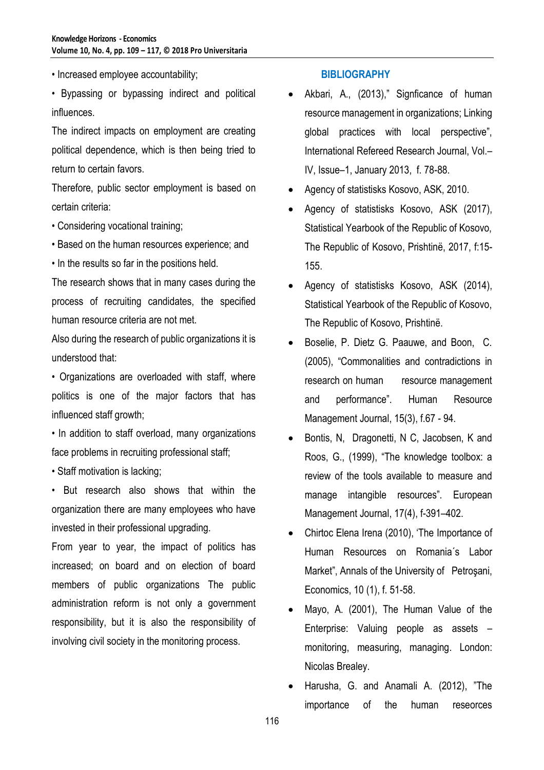• Increased employee accountability;

• Bypassing or bypassing indirect and political influences.

The indirect impacts on employment are creating political dependence, which is then being tried to return to certain favors.

Therefore, public sector employment is based on certain criteria:

• Considering vocational training;

• Based on the human resources experience; and

• In the results so far in the positions held.

The research shows that in many cases during the process of recruiting candidates, the specified human resource criteria are not met.

Also during the research of public organizations it is understood that:

• Organizations are overloaded with staff, where politics is one of the major factors that has influenced staff growth;

• In addition to staff overload, many organizations face problems in recruiting professional staff;

• Staff motivation is lacking;

• But research also shows that within the organization there are many employees who have invested in their professional upgrading.

From year to year, the impact of politics has increased; on board and on election of board members of public organizations The public administration reform is not only a government responsibility, but it is also the responsibility of involving civil society in the monitoring process.

## BIBLIOGRAPHY

- Akbari, A., (2013)," Signficance of human resource management in organizations; Linking global practices with local perspective", International Refereed Research Journal, Vol.– IV, Issue–1, January 2013, f. 78-88.
- Agency of statistisks Kosovo, ASK, 2010.
- Agency of statistisks Kosovo, ASK (2017), Statistical Yearbook of the Republic of Kosovo, The Republic of Kosovo, Prishtinë, 2017, f:15-155.
- Agency of statistisks Kosovo, ASK (2014), Statistical Yearbook of the Republic of Kosovo, The Republic of Kosovo, Prishtinë.
- Boselie, P. Dietz G. Paauwe, and Boon, C. (2005), "Commonalities and contradictions in research on human resource management and performance". Human Resource Management Journal, 15(3), f.67 - 94.
- Bontis, N, Dragonetti, N C, Jacobsen, K and Roos, G., (1999), "The knowledge toolbox: a review of the tools available to measure and manage intangible resources". European Management Journal, 17(4), f-391–402.
- Chirtoc Elena Irena (2010), 'The Importance of Human Resources on Romania´s Labor Market", Annals of the University of Petroşani, Economics, 10 (1), f. 51-58.
- Mayo, A. (2001), The Human Value of the Enterprise: Valuing people as assets – monitoring, measuring, managing. London: Nicolas Brealey.
- Harusha, G. and Anamali A. (2012), "The importance of the human reseorces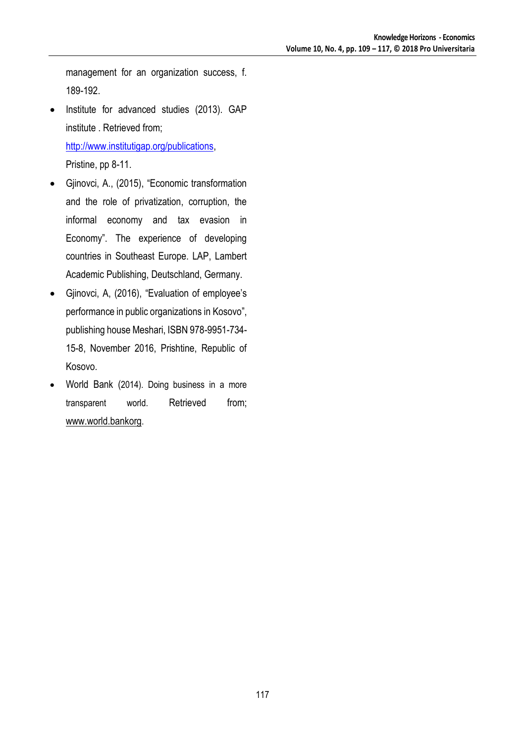management for an organization success, f. 189-192.

- Institute for advanced studies (2013). GAP institute . Retrieved from; http://www.institutigap.org/publications, Pristine, pp 8-11.
- Gjinovci, A., (2015), "Economic transformation and the role of privatization, corruption, the informal economy and tax evasion in Economy". The experience of developing countries in Southeast Europe. LAP, Lambert Academic Publishing, Deutschland, Germany.
- Gjinovci, A, (2016), "Evaluation of employee's performance in public organizations in Kosovo", publishing house Meshari, ISBN 978-9951-734-15-8, November 2016, Prishtine, Republic of Kosovo.
- World Bank (2014). Doing business in a more transparent world. Retrieved from; www.world.bankorg.